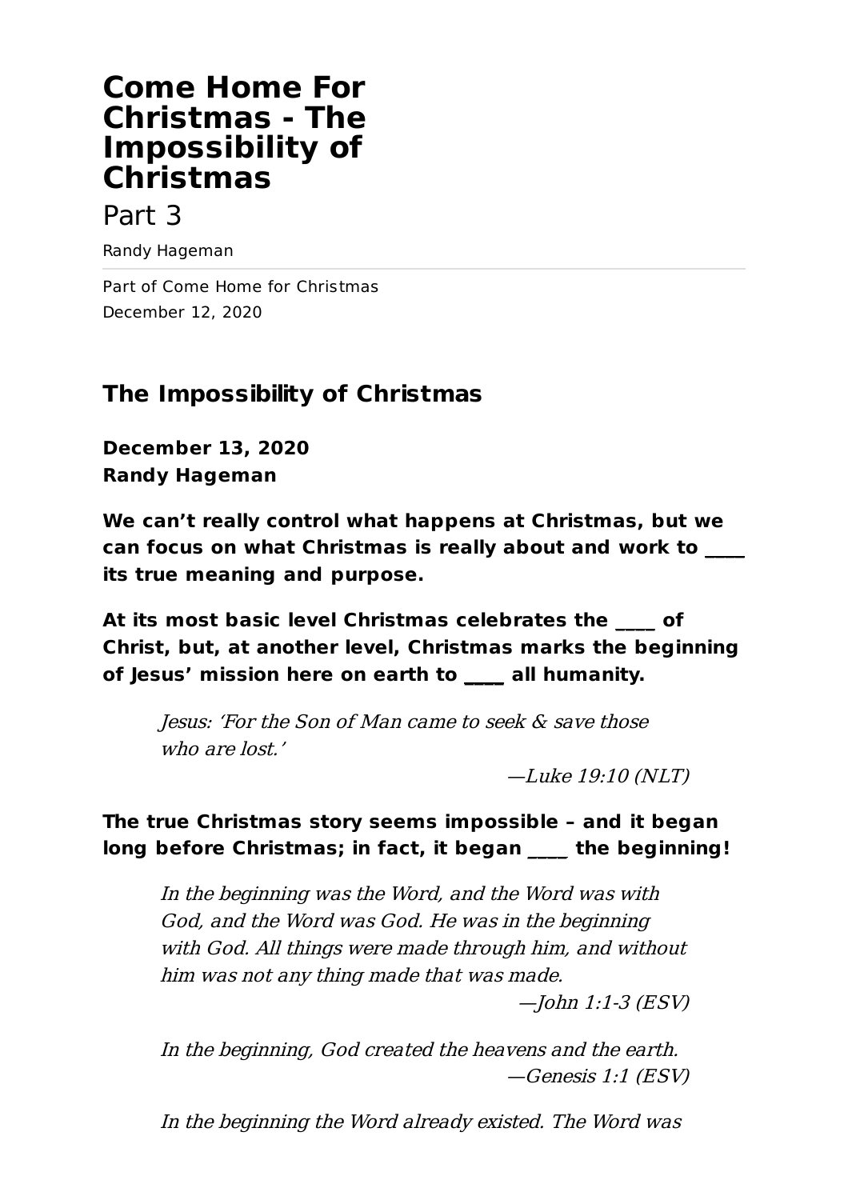# Come Home For Christmas - The Impossibility of Christmas

Part 3

Randy Hageman

Part of Come Home for Christmas
December 12, 2020

## The Impossibility of Christmas

**December 13, 2020**
**Randy Hageman**

**We can’t really control what happens at Christmas, but we can focus on what Christmas is really about and work to ____ its true meaning and purpose.**

**At its most basic level Christmas celebrates the ____ of Christ, but, at another level, Christmas marks the beginning of Jesus’ mission here on earth to ____ all humanity.**

> *Jesus: ‘For the Son of Man came to seek & save those who are lost.’*
>
> *—Luke 19:10 (NLT)*

**The true Christmas story seems impossible – and it began long before Christmas; in fact, it began ____ the beginning!**

> *In the beginning was the Word, and the Word was with God, and the Word was God. He was in the beginning with God. All things were made through him, and without him was not any thing made that was made.*
>
> *—John 1:1-3 (ESV)*

> *In the beginning, God created the heavens and the earth.*
>
> *—Genesis 1:1 (ESV)*

> *In the beginning the Word already existed. The Word was*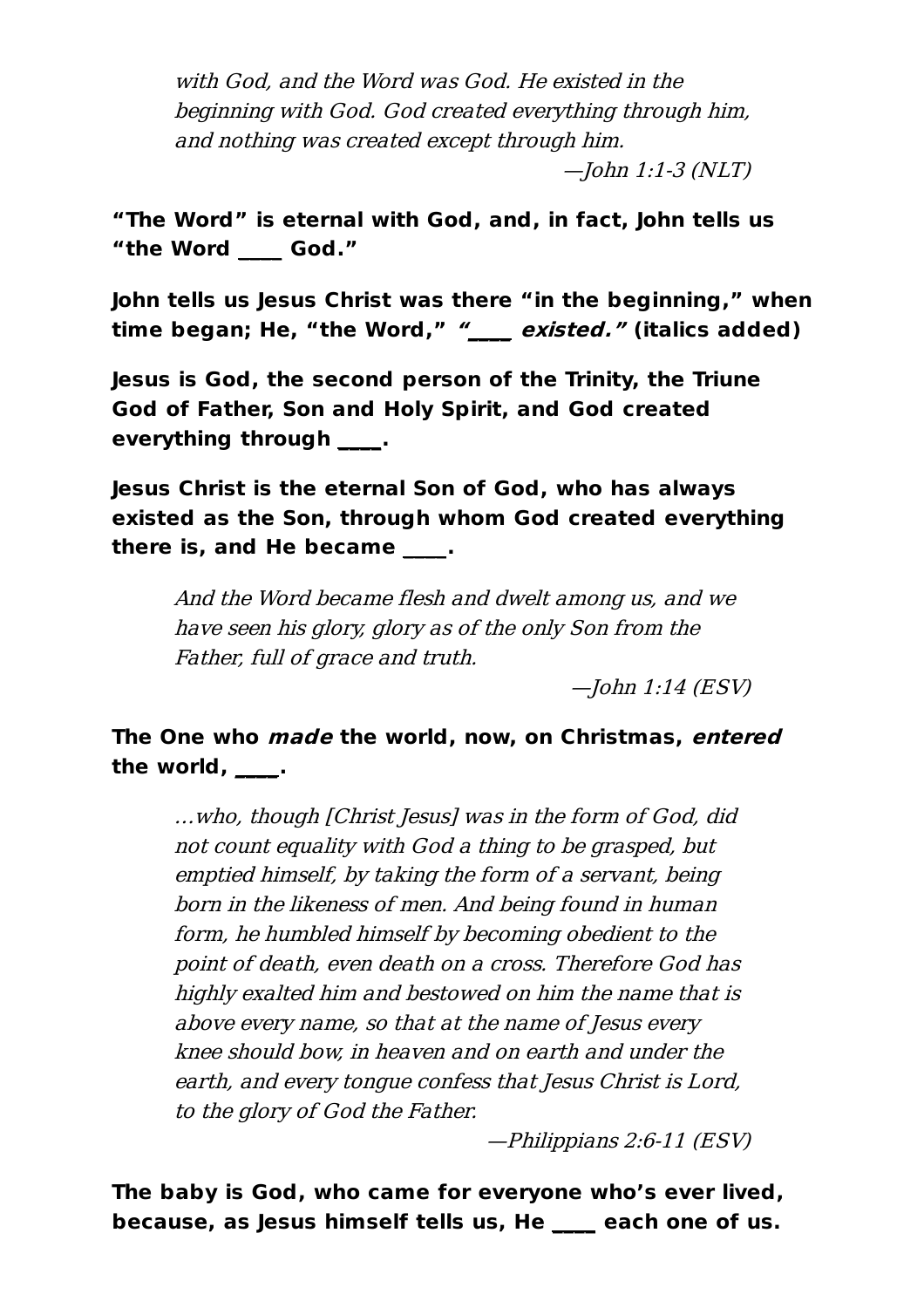> *with God, and the Word was God. He existed in the beginning with God. God created everything through him, and nothing was created except through him.*
>
> —*John 1:1-3 (NLT)*

**"The Word" is eternal with God, and, in fact, John tells us "the Word ____ God."**

**John tells us Jesus Christ was there "in the beginning," when time began; He, "the Word," *"____ existed."* (italics added)**

**Jesus is God, the second person of the Trinity, the Triune God of Father, Son and Holy Spirit, and God created everything through ____.**

**Jesus Christ is the eternal Son of God, who has always existed as the Son, through whom God created everything there is, and He became ____.**

> *And the Word became flesh and dwelt among us, and we have seen his glory, glory as of the only Son from the Father, full of grace and truth.*
>
> —*John 1:14 (ESV)*

**The One who *made* the world, now, on Christmas, *entered* the world, ____.**

> *…who, though [Christ Jesus] was in the form of God, did not count equality with God a thing to be grasped, but emptied himself, by taking the form of a servant, being born in the likeness of men. And being found in human form, he humbled himself by becoming obedient to the point of death, even death on a cross. Therefore God has highly exalted him and bestowed on him the name that is above every name, so that at the name of Jesus every knee should bow, in heaven and on earth and under the earth, and every tongue confess that Jesus Christ is Lord, to the glory of God the Father.*
>
> —*Philippians 2:6-11 (ESV)*

**The baby is God, who came for everyone who's ever lived, because, as Jesus himself tells us, He ____ each one of us.**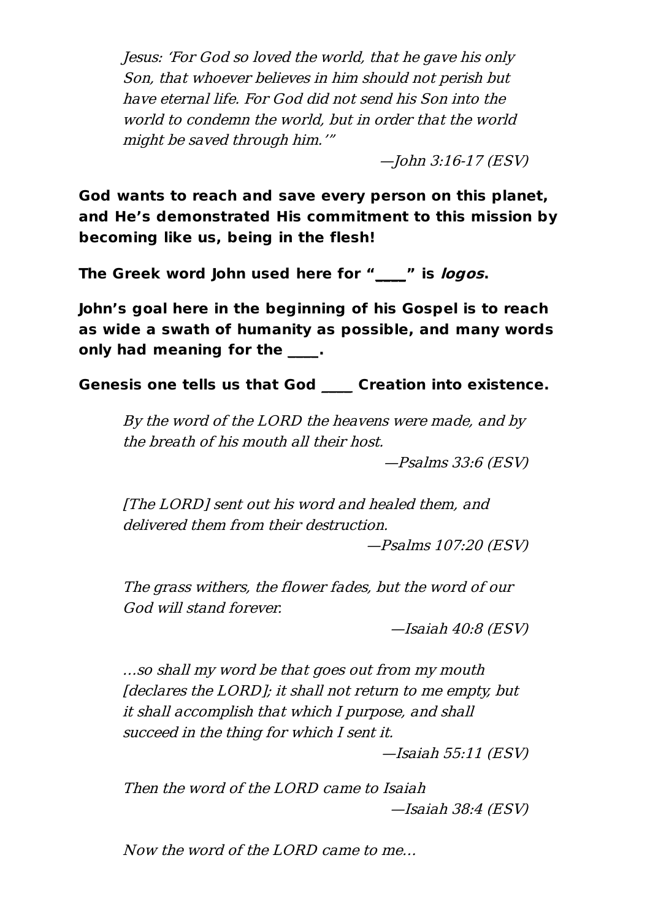*Jesus: 'For God so loved the world, that he gave his only Son, that whoever believes in him should not perish but have eternal life. For God did not send his Son into the world to condemn the world, but in order that the world might be saved through him.'"*

*—John 3:16-17 (ESV)*

**God wants to reach and save every person on this planet, and He's demonstrated His commitment to this mission by becoming like us, being in the flesh!**

**The Greek word John used here for "____" is *logos*.**

**John's goal here in the beginning of his Gospel is to reach as wide a swath of humanity as possible, and many words only had meaning for the ____.**

**Genesis one tells us that God ____ Creation into existence.**

*By the word of the LORD the heavens were made, and by the breath of his mouth all their host.*

*—Psalms 33:6 (ESV)*

*[The LORD] sent out his word and healed them, and delivered them from their destruction.*

*—Psalms 107:20 (ESV)*

*The grass withers, the flower fades, but the word of our God will stand forever.*

*—Isaiah 40:8 (ESV)*

*...so shall my word be that goes out from my mouth [declares the LORD]; it shall not return to me empty, but it shall accomplish that which I purpose, and shall succeed in the thing for which I sent it.*

*—Isaiah 55:11 (ESV)*

*Then the word of the LORD came to Isaiah*

*—Isaiah 38:4 (ESV)*

*Now the word of the LORD came to me...*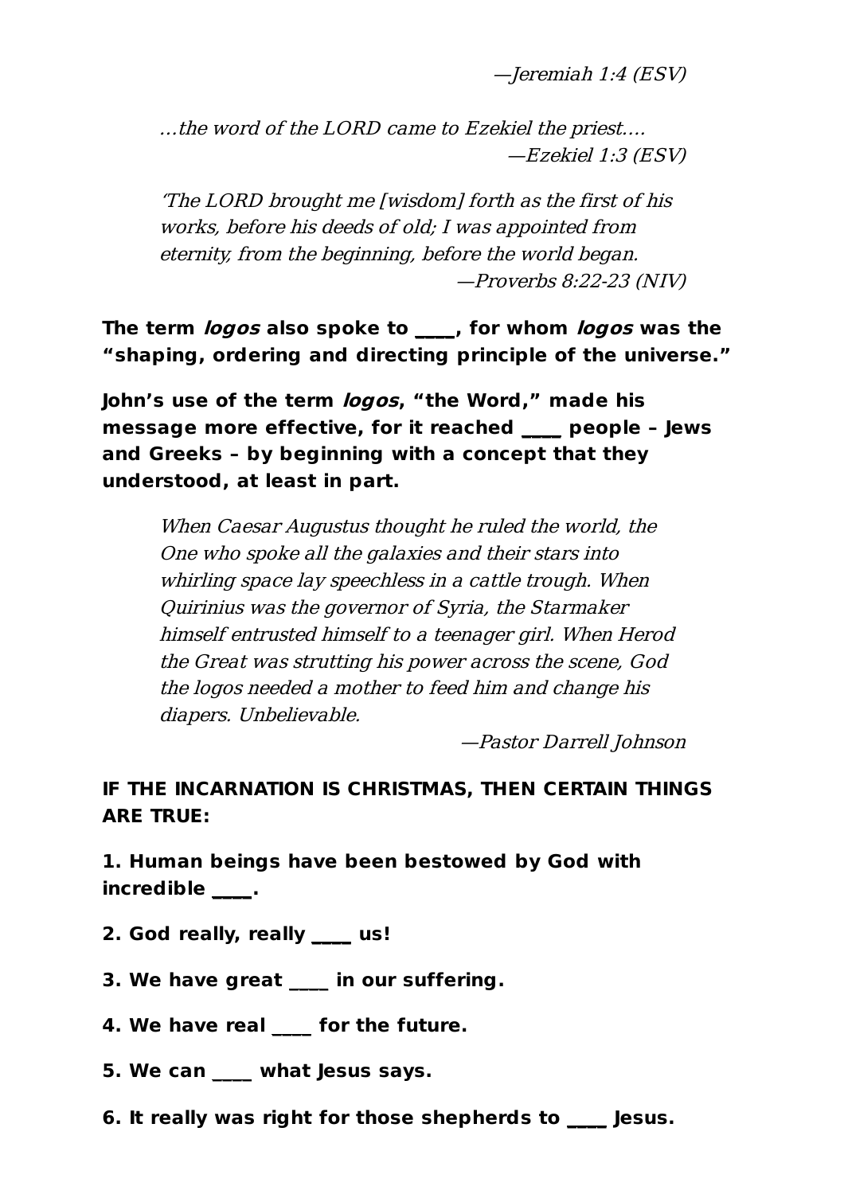—*Jeremiah 1:4 (ESV)*

> *…the word of the LORD came to Ezekiel the priest….*
> —*Ezekiel 1:3 (ESV)*

> *'The LORD brought me [wisdom] forth as the first of his works, before his deeds of old; I was appointed from eternity, from the beginning, before the world began.*
> —*Proverbs 8:22-23 (NIV)*

**The term *logos* also spoke to ____, for whom *logos* was the "shaping, ordering and directing principle of the universe."**

**John's use of the term *logos*, "the Word," made his message more effective, for it reached ____ people – Jews and Greeks – by beginning with a concept that they understood, at least in part.**

> *When Caesar Augustus thought he ruled the world, the One who spoke all the galaxies and their stars into whirling space lay speechless in a cattle trough. When Quirinius was the governor of Syria, the Starmaker himself entrusted himself to a teenager girl. When Herod the Great was strutting his power across the scene, God the logos needed a mother to feed him and change his diapers. Unbelievable.*
> —*Pastor Darrell Johnson*

**IF THE INCARNATION IS CHRISTMAS, THEN CERTAIN THINGS ARE TRUE:**

**1. Human beings have been bestowed by God with incredible ____.**

**2. God really, really ____ us!**

**3. We have great ____ in our suffering.**

**4. We have real ____ for the future.**

**5. We can ____ what Jesus says.**

**6. It really was right for those shepherds to ____ Jesus.**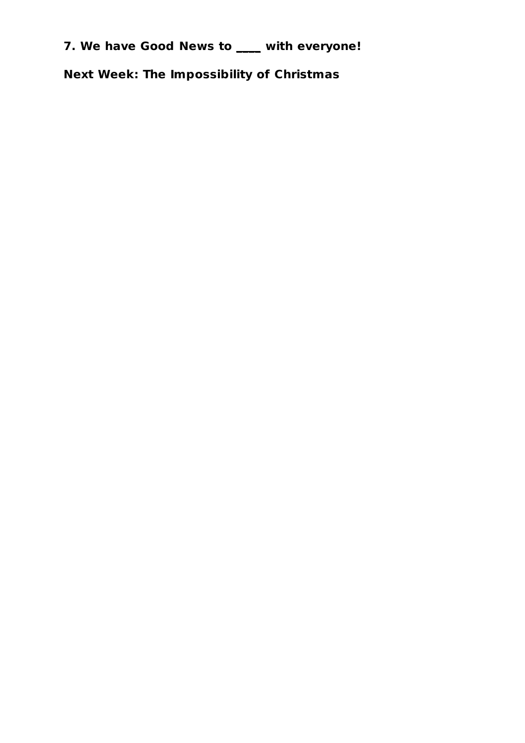**7. We have Good News to ____ with everyone!**

**Next Week: The Impossibility of Christmas**